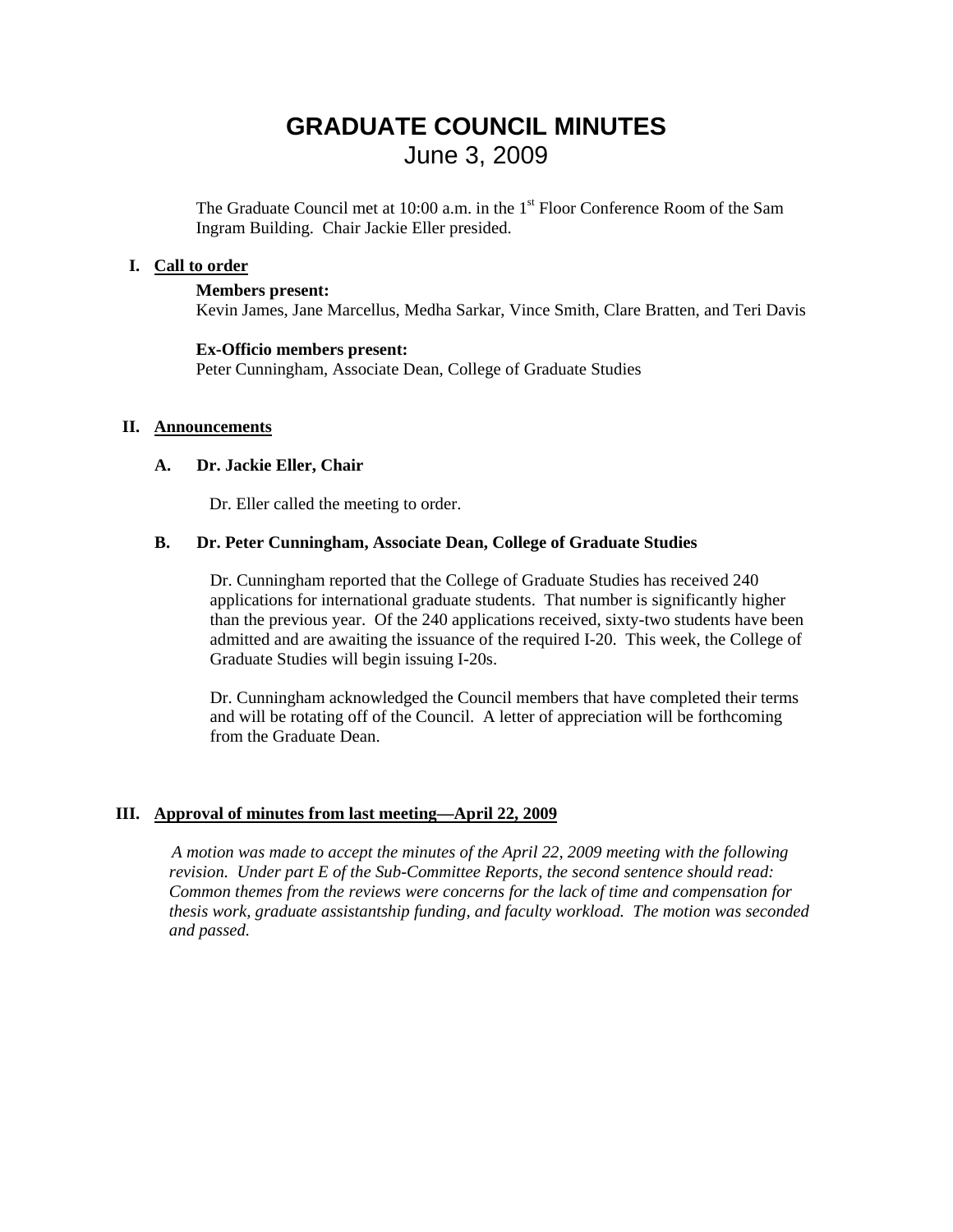# GRADUATE COUNCIL MINUTES

June 3, 2009

The Graduate Council met at 10:00 a.m. in the 1st Floor Conference Room of the Sam Ingram Building. Chair Jackie Eller presided.

## I. Call to order

**Members present:**
Kevin James, Jane Marcellus, Medha Sarkar, Vince Smith, Clare Bratten, and Teri Davis

**Ex-Officio members present:**
Peter Cunningham, Associate Dean, College of Graduate Studies

## II. Announcements

### A. Dr. Jackie Eller, Chair

Dr. Eller called the meeting to order.

### B. Dr. Peter Cunningham, Associate Dean, College of Graduate Studies

Dr. Cunningham reported that the College of Graduate Studies has received 240 applications for international graduate students. That number is significantly higher than the previous year. Of the 240 applications received, sixty-two students have been admitted and are awaiting the issuance of the required I-20. This week, the College of Graduate Studies will begin issuing I-20s.

Dr. Cunningham acknowledged the Council members that have completed their terms and will be rotating off of the Council. A letter of appreciation will be forthcoming from the Graduate Dean.

## III. Approval of minutes from last meeting—April 22, 2009

*A motion was made to accept the minutes of the April 22, 2009 meeting with the following revision. Under part E of the Sub-Committee Reports, the second sentence should read: Common themes from the reviews were concerns for the lack of time and compensation for thesis work, graduate assistantship funding, and faculty workload. The motion was seconded and passed.*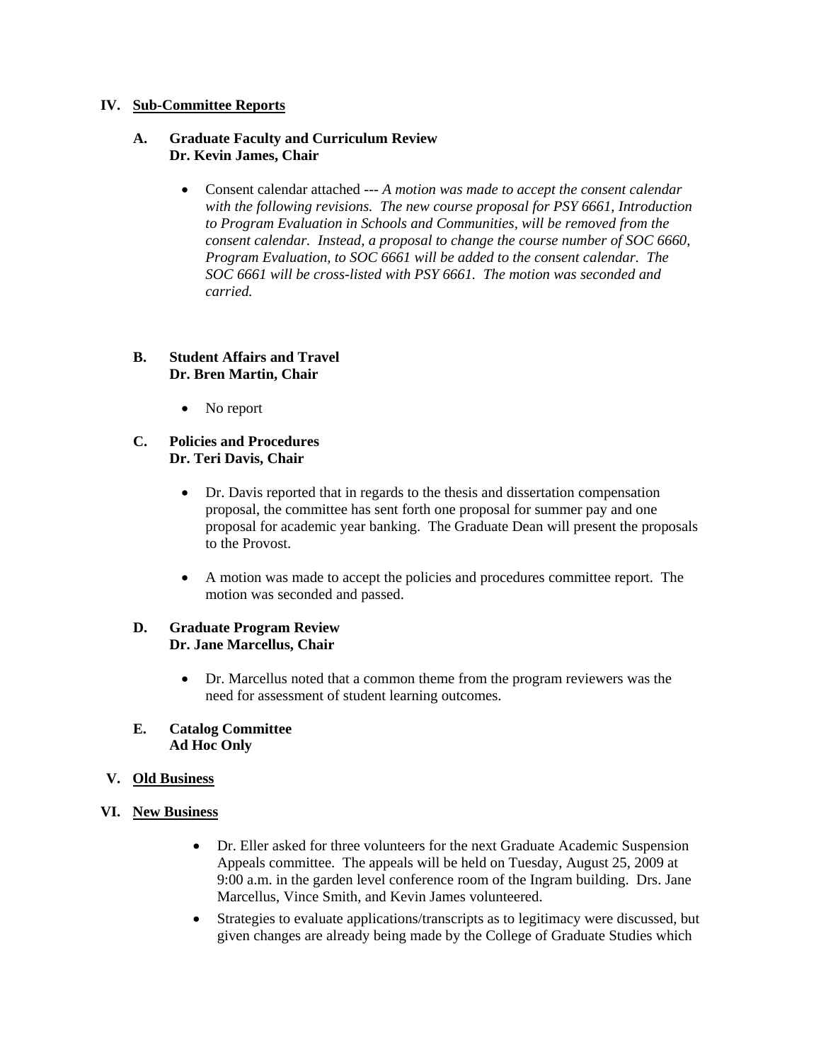## IV. Sub-Committee Reports

### A. Graduate Faculty and Curriculum Review
**Dr. Kevin James, Chair**

- Consent calendar attached --- *A motion was made to accept the consent calendar with the following revisions. The new course proposal for PSY 6661, Introduction to Program Evaluation in Schools and Communities, will be removed from the consent calendar. Instead, a proposal to change the course number of SOC 6660, Program Evaluation, to SOC 6661 will be added to the consent calendar. The SOC 6661 will be cross-listed with PSY 6661. The motion was seconded and carried.*

### B. Student Affairs and Travel
**Dr. Bren Martin, Chair**

- No report

### C. Policies and Procedures
**Dr. Teri Davis, Chair**

- Dr. Davis reported that in regards to the thesis and dissertation compensation proposal, the committee has sent forth one proposal for summer pay and one proposal for academic year banking. The Graduate Dean will present the proposals to the Provost.
- A motion was made to accept the policies and procedures committee report. The motion was seconded and passed.

### D. Graduate Program Review
**Dr. Jane Marcellus, Chair**

- Dr. Marcellus noted that a common theme from the program reviewers was the need for assessment of student learning outcomes.

### E. Catalog Committee
**Ad Hoc Only**

## V. Old Business

## VI. New Business

- Dr. Eller asked for three volunteers for the next Graduate Academic Suspension Appeals committee. The appeals will be held on Tuesday, August 25, 2009 at 9:00 a.m. in the garden level conference room of the Ingram building. Drs. Jane Marcellus, Vince Smith, and Kevin James volunteered.
- Strategies to evaluate applications/transcripts as to legitimacy were discussed, but given changes are already being made by the College of Graduate Studies which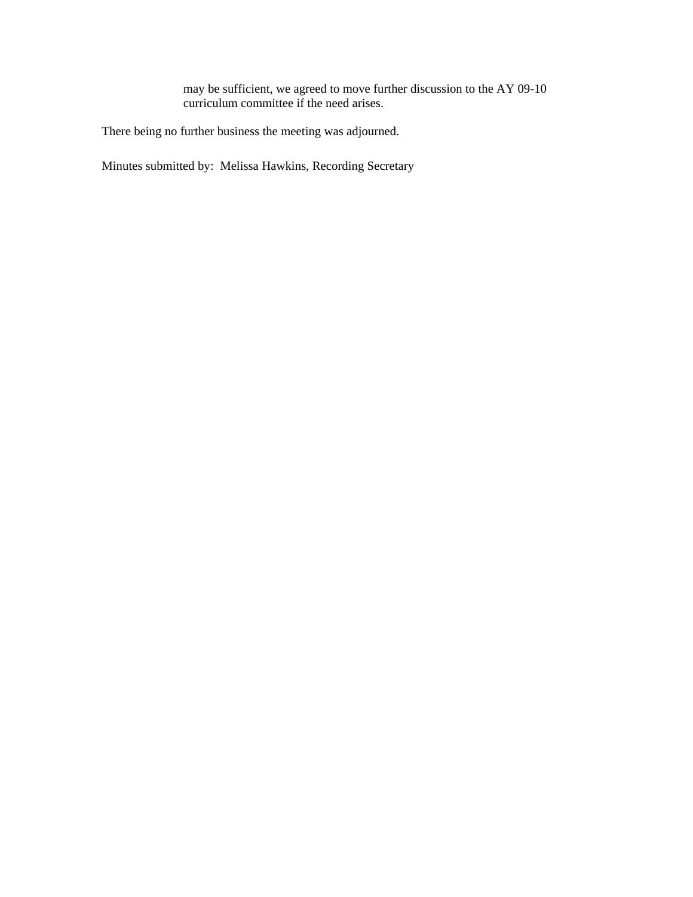may be sufficient, we agreed to move further discussion to the AY 09-10 curriculum committee if the need arises.

There being no further business the meeting was adjourned.

Minutes submitted by: Melissa Hawkins, Recording Secretary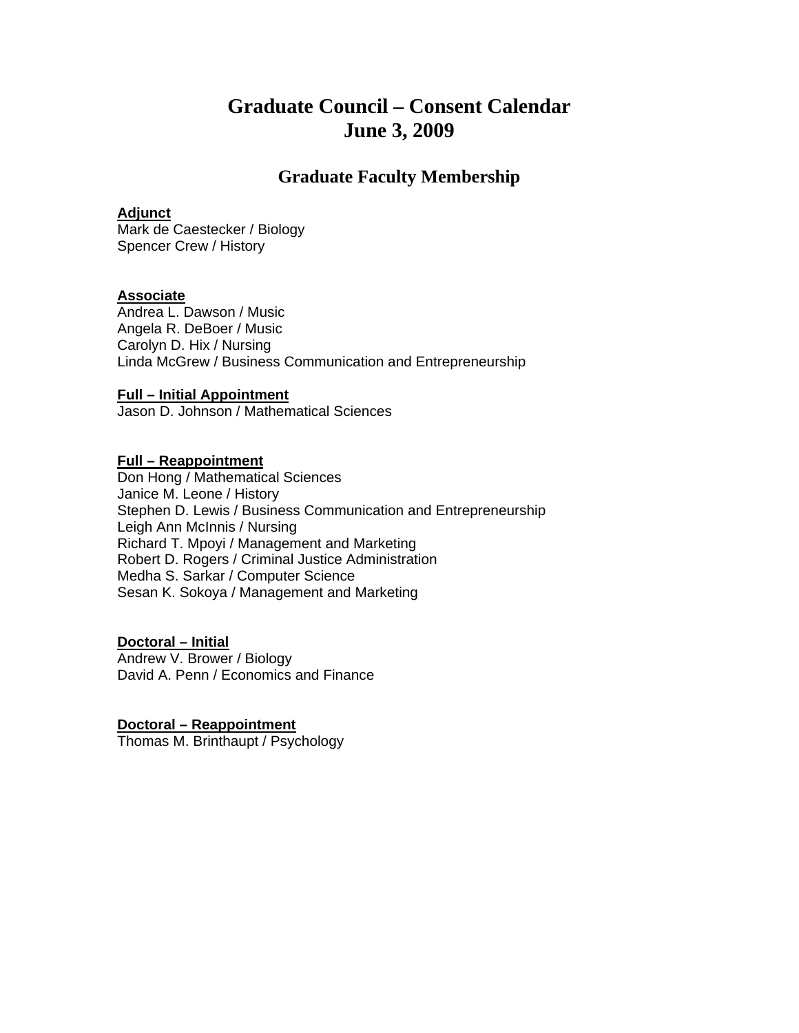# Graduate Council – Consent Calendar
# June 3, 2009

## Graduate Faculty Membership

**Adjunct**
Mark de Caestecker / Biology
Spencer Crew / History

**Associate**
Andrea L. Dawson / Music
Angela R. DeBoer / Music
Carolyn D. Hix / Nursing
Linda McGrew / Business Communication and Entrepreneurship

**Full – Initial Appointment**
Jason D. Johnson / Mathematical Sciences

**Full – Reappointment**
Don Hong / Mathematical Sciences
Janice M. Leone / History
Stephen D. Lewis / Business Communication and Entrepreneurship
Leigh Ann McInnis / Nursing
Richard T. Mpoyi / Management and Marketing
Robert D. Rogers / Criminal Justice Administration
Medha S. Sarkar / Computer Science
Sesan K. Sokoya / Management and Marketing

**Doctoral – Initial**
Andrew V. Brower / Biology
David A. Penn / Economics and Finance

**Doctoral – Reappointment**
Thomas M. Brinthaupt / Psychology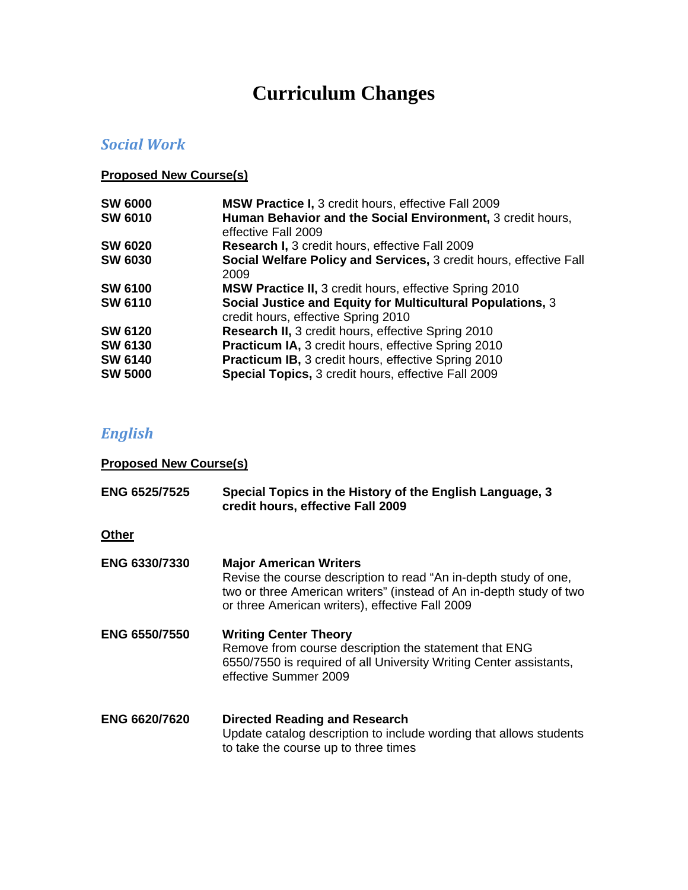# Curriculum Changes

## *Social Work*

**Proposed New Course(s)**

| | |
|---|---|
| **SW 6000** | **MSW Practice I,** 3 credit hours, effective Fall 2009 |
| **SW 6010** | **Human Behavior and the Social Environment,** 3 credit hours, effective Fall 2009 |
| **SW 6020** | **Research I,** 3 credit hours, effective Fall 2009 |
| **SW 6030** | **Social Welfare Policy and Services,** 3 credit hours, effective Fall 2009 |
| **SW 6100** | **MSW Practice II,** 3 credit hours, effective Spring 2010 |
| **SW 6110** | **Social Justice and Equity for Multicultural Populations,** 3 credit hours, effective Spring 2010 |
| **SW 6120** | **Research II,** 3 credit hours, effective Spring 2010 |
| **SW 6130** | **Practicum IA,** 3 credit hours, effective Spring 2010 |
| **SW 6140** | **Practicum IB,** 3 credit hours, effective Spring 2010 |
| **SW 5000** | **Special Topics,** 3 credit hours, effective Fall 2009 |

## *English*

**Proposed New Course(s)**

**ENG 6525/7525** — **Special Topics in the History of the English Language, 3 credit hours, effective Fall 2009**

**Other**

**ENG 6330/7330** — **Major American Writers**
Revise the course description to read "An in-depth study of one, two or three American writers" (instead of An in-depth study of two or three American writers), effective Fall 2009

**ENG 6550/7550** — **Writing Center Theory**
Remove from course description the statement that ENG 6550/7550 is required of all University Writing Center assistants, effective Summer 2009

**ENG 6620/7620** — **Directed Reading and Research**
Update catalog description to include wording that allows students to take the course up to three times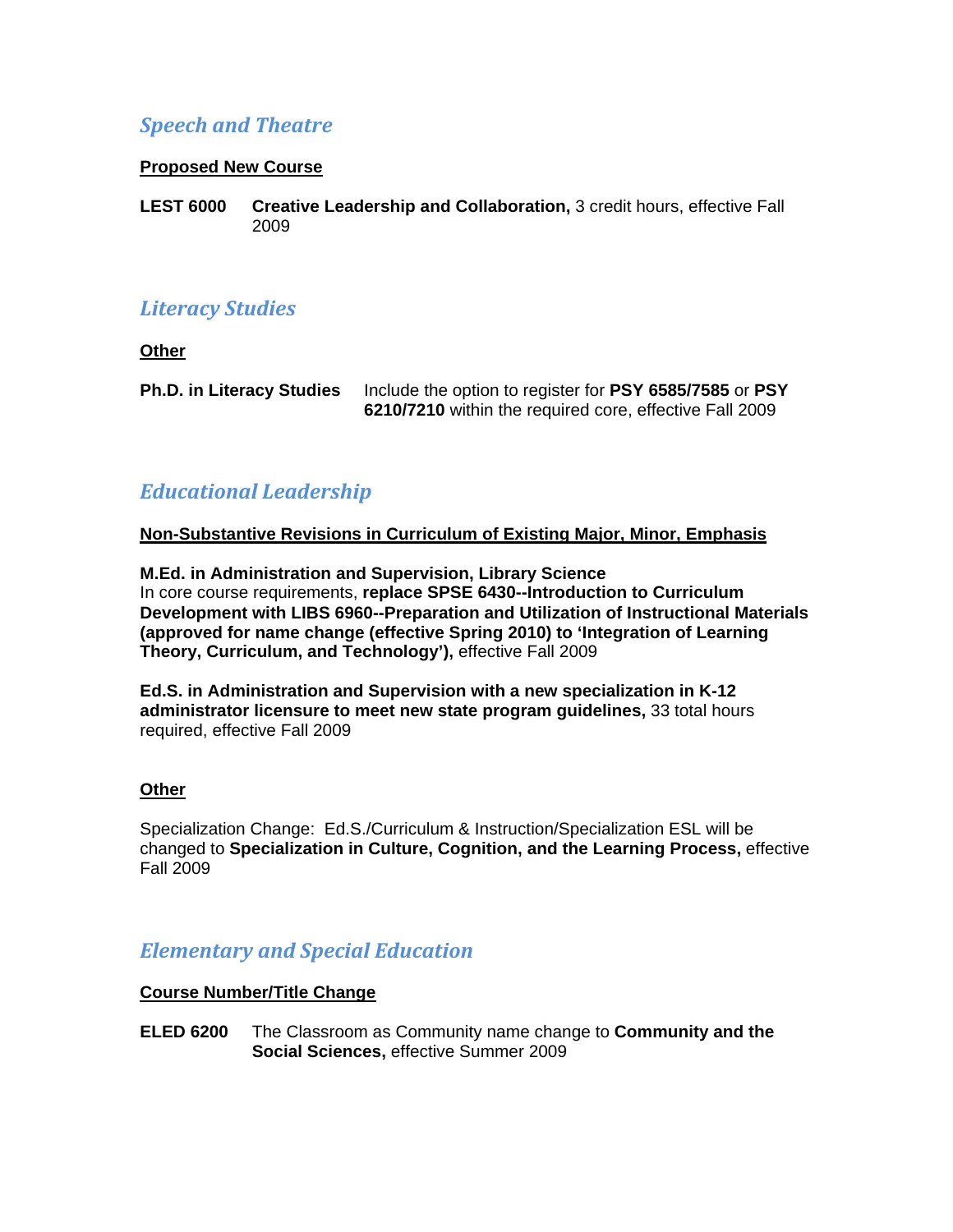## *Speech and Theatre*

**Proposed New Course**

**LEST 6000** **Creative Leadership and Collaboration,** 3 credit hours, effective Fall 2009

## *Literacy Studies*

**Other**

**Ph.D. in Literacy Studies** Include the option to register for **PSY 6585/7585** or **PSY 6210/7210** within the required core, effective Fall 2009

## *Educational Leadership*

**Non-Substantive Revisions in Curriculum of Existing Major, Minor, Emphasis**

**M.Ed. in Administration and Supervision, Library Science**
In core course requirements, **replace SPSE 6430--Introduction to Curriculum Development with LIBS 6960--Preparation and Utilization of Instructional Materials (approved for name change (effective Spring 2010) to 'Integration of Learning Theory, Curriculum, and Technology'),** effective Fall 2009

**Ed.S. in Administration and Supervision with a new specialization in K-12 administrator licensure to meet new state program guidelines,** 33 total hours required, effective Fall 2009

**Other**

Specialization Change: Ed.S./Curriculum & Instruction/Specialization ESL will be changed to **Specialization in Culture, Cognition, and the Learning Process,** effective Fall 2009

## *Elementary and Special Education*

**Course Number/Title Change**

**ELED 6200** The Classroom as Community name change to **Community and the Social Sciences,** effective Summer 2009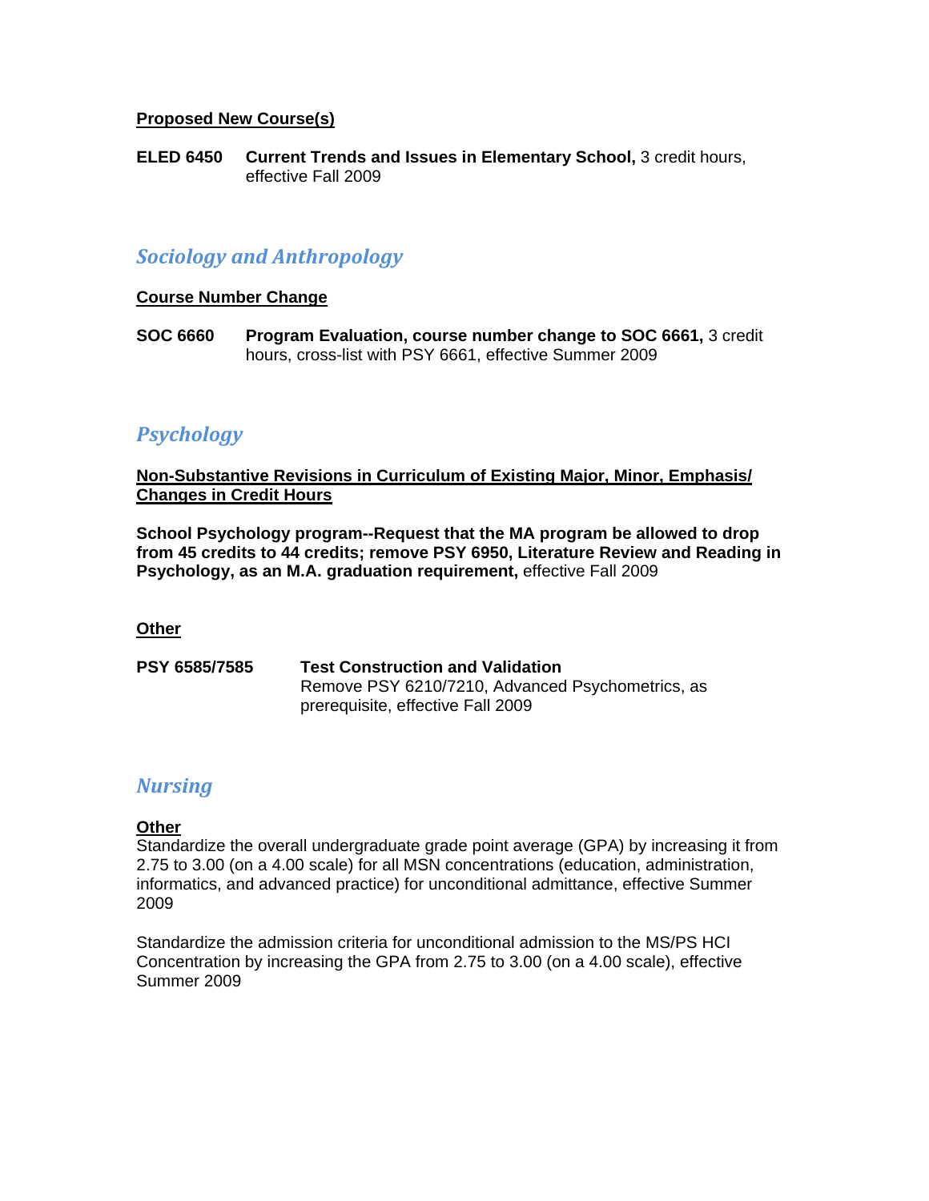**Proposed New Course(s)**

**ELED 6450** **Current Trends and Issues in Elementary School,** 3 credit hours, effective Fall 2009

## *Sociology and Anthropology*

**Course Number Change**

**SOC 6660** **Program Evaluation, course number change to SOC 6661,** 3 credit hours, cross-list with PSY 6661, effective Summer 2009

## *Psychology*

**Non-Substantive Revisions in Curriculum of Existing Major, Minor, Emphasis/ Changes in Credit Hours**

**School Psychology program--Request that the MA program be allowed to drop from 45 credits to 44 credits; remove PSY 6950, Literature Review and Reading in Psychology, as an M.A. graduation requirement,** effective Fall 2009

**Other**

**PSY 6585/7585** **Test Construction and Validation**
Remove PSY 6210/7210, Advanced Psychometrics, as prerequisite, effective Fall 2009

## *Nursing*

**Other**

Standardize the overall undergraduate grade point average (GPA) by increasing it from 2.75 to 3.00 (on a 4.00 scale) for all MSN concentrations (education, administration, informatics, and advanced practice) for unconditional admittance, effective Summer 2009

Standardize the admission criteria for unconditional admission to the MS/PS HCI Concentration by increasing the GPA from 2.75 to 3.00 (on a 4.00 scale), effective Summer 2009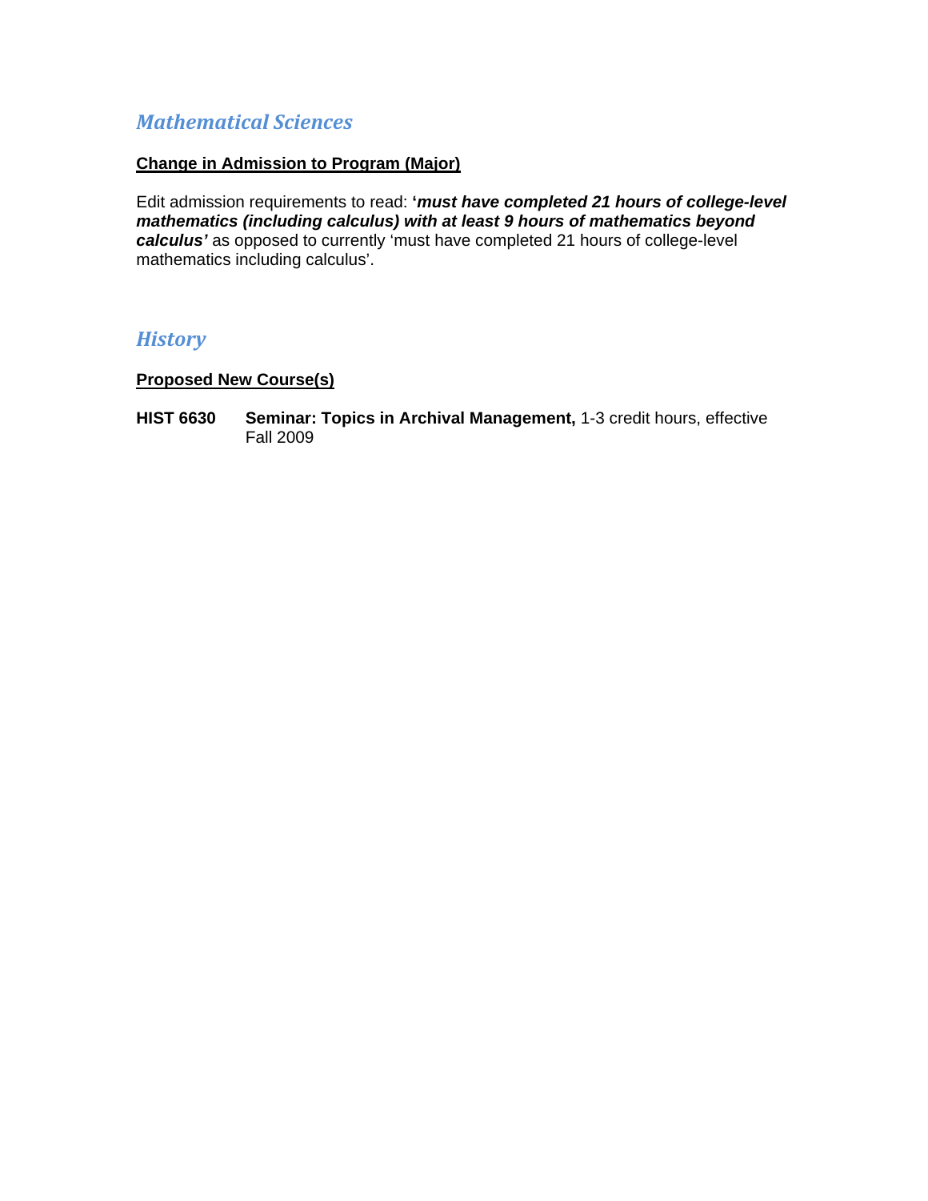## *Mathematical Sciences*

**Change in Admission to Program (Major)**

Edit admission requirements to read: **'*must have completed 21 hours of college-level mathematics (including calculus) with at least 9 hours of mathematics beyond calculus'*** as opposed to currently 'must have completed 21 hours of college-level mathematics including calculus'.

## *History*

**Proposed New Course(s)**

**HIST 6630** **Seminar: Topics in Archival Management,** 1-3 credit hours, effective Fall 2009